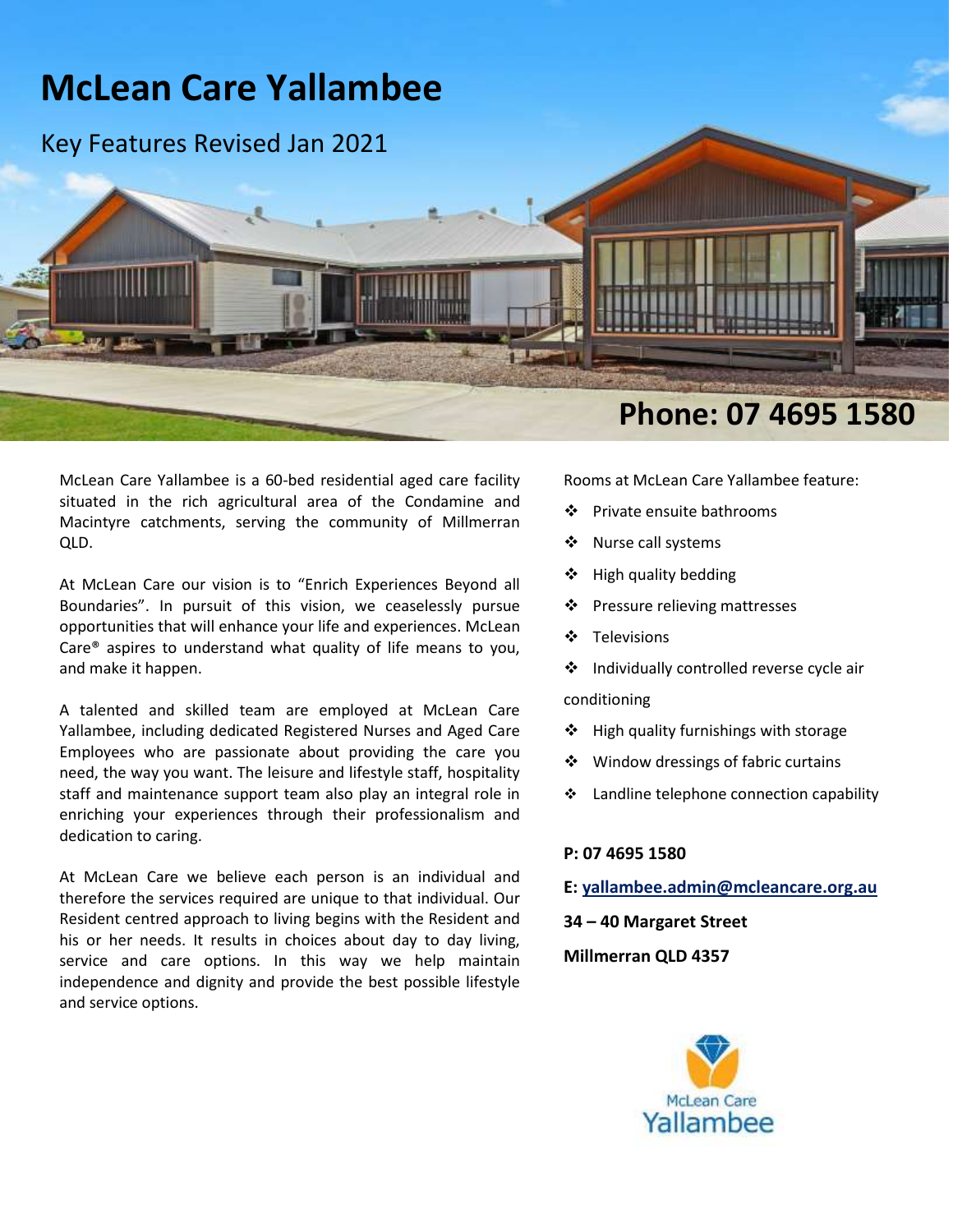# McLean Care Yallambee

## Key Features Revised Jan 2021

**Phone: 07 4695 1580**

McLean Care Yallambee is a 60-bed residential aged care facility situated in the rich agricultural area of the Condamine and Macintyre catchments, serving the community of Millmerran QLD.

At McLean Care our vision is to "Enrich Experiences Beyond all Boundaries". In pursuit of this vision, we ceaselessly pursue opportunities that will enhance your life and experiences. McLean Care® aspires to understand what quality of life means to you, and make it happen.

A talented and skilled team are employed at McLean Care Yallambee, including dedicated Registered Nurses and Aged Care Employees who are passionate about providing the care you need, the way you want. The leisure and lifestyle staff, hospitality staff and maintenance support team also play an integral role in enriching your experiences through their professionalism and dedication to caring.

At McLean Care we believe each person is an individual and therefore the services required are unique to that individual. Our Resident centred approach to living begins with the Resident and his or her needs. It results in choices about day to day living, service and care options. In this way we help maintain independence and dignity and provide the best possible lifestyle and service options.

Rooms at McLean Care Yallambee feature:

- Private ensuite bathrooms
- Nurse call systems
- High quality bedding
- Pressure relieving mattresses
- Televisions
- Individually controlled reverse cycle air conditioning
- High quality furnishings with storage
- Window dressings of fabric curtains
- Landline telephone connection capability

**P: 07 4695 1580**

**E: yallambee.admin@mcleancare.org.au**

**34 – 40 Margaret Street**

**Millmerran QLD 4357**

McLean Care Yallambee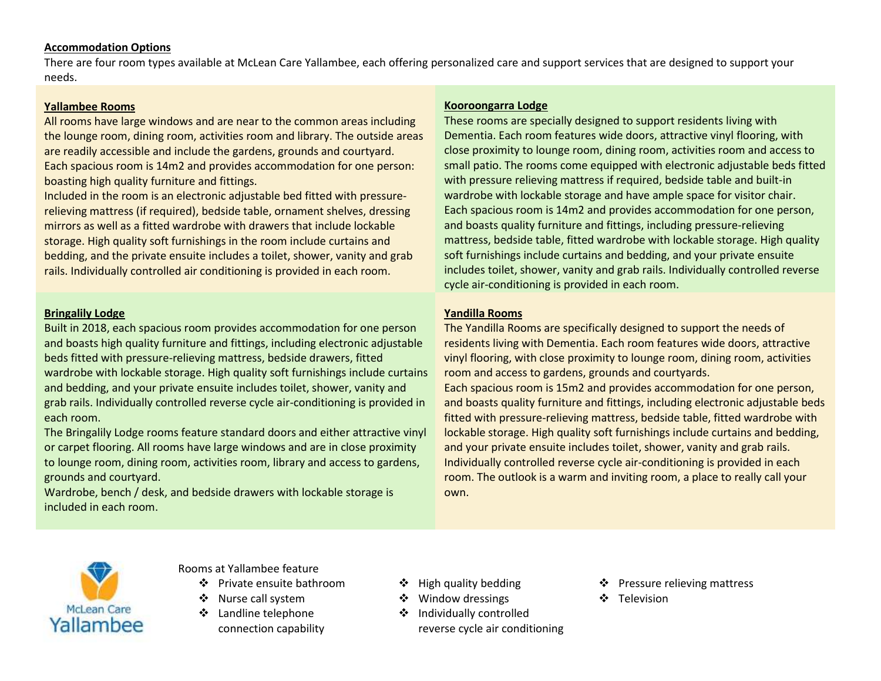## Accommodation Options

There are four room types available at McLean Care Yallambee, each offering personalized care and support services that are designed to support your needs.

### Yallambee Rooms

All rooms have large windows and are near to the common areas including the lounge room, dining room, activities room and library. The outside areas are readily accessible and include the gardens, grounds and courtyard.

Each spacious room is 14m2 and provides accommodation for one person: boasting high quality furniture and fittings.

Included in the room is an electronic adjustable bed fitted with pressure-relieving mattress (if required), bedside table, ornament shelves, dressing mirrors as well as a fitted wardrobe with drawers that include lockable storage. High quality soft furnishings in the room include curtains and bedding, and the private ensuite includes a toilet, shower, vanity and grab rails. Individually controlled air conditioning is provided in each room.

### Kooroongarra Lodge

These rooms are specially designed to support residents living with Dementia. Each room features wide doors, attractive vinyl flooring, with close proximity to lounge room, dining room, activities room and access to small patio. The rooms come equipped with electronic adjustable beds fitted with pressure relieving mattress if required, bedside table and built-in wardrobe with lockable storage and have ample space for visitor chair.

Each spacious room is 14m2 and provides accommodation for one person, and boasts quality furniture and fittings, including pressure-relieving mattress, bedside table, fitted wardrobe with lockable storage. High quality soft furnishings include curtains and bedding, and your private ensuite includes toilet, shower, vanity and grab rails. Individually controlled reverse cycle air-conditioning is provided in each room.

### Bringalily Lodge

Built in 2018, each spacious room provides accommodation for one person and boasts high quality furniture and fittings, including electronic adjustable beds fitted with pressure-relieving mattress, bedside drawers, fitted wardrobe with lockable storage. High quality soft furnishings include curtains and bedding, and your private ensuite includes toilet, shower, vanity and grab rails. Individually controlled reverse cycle air-conditioning is provided in each room.

The Bringalily Lodge rooms feature standard doors and either attractive vinyl or carpet flooring. All rooms have large windows and are in close proximity to lounge room, dining room, activities room, library and access to gardens, grounds and courtyard.

Wardrobe, bench / desk, and bedside drawers with lockable storage is included in each room.

### Yandilla Rooms

The Yandilla Rooms are specifically designed to support the needs of residents living with Dementia. Each room features wide doors, attractive vinyl flooring, with close proximity to lounge room, dining room, activities room and access to gardens, grounds and courtyards.

Each spacious room is 15m2 and provides accommodation for one person, and boasts quality furniture and fittings, including electronic adjustable beds fitted with pressure-relieving mattress, bedside table, fitted wardrobe with lockable storage. High quality soft furnishings include curtains and bedding, and your private ensuite includes toilet, shower, vanity and grab rails. Individually controlled reverse cycle air-conditioning is provided in each room. The outlook is a warm and inviting room, a place to really call your own.

McLean Care Yallambee

Rooms at Yallambee feature

- Private ensuite bathroom
- Nurse call system
- Landline telephone connection capability
- High quality bedding
- Window dressings
- Individually controlled reverse cycle air conditioning
- Pressure relieving mattress
- Television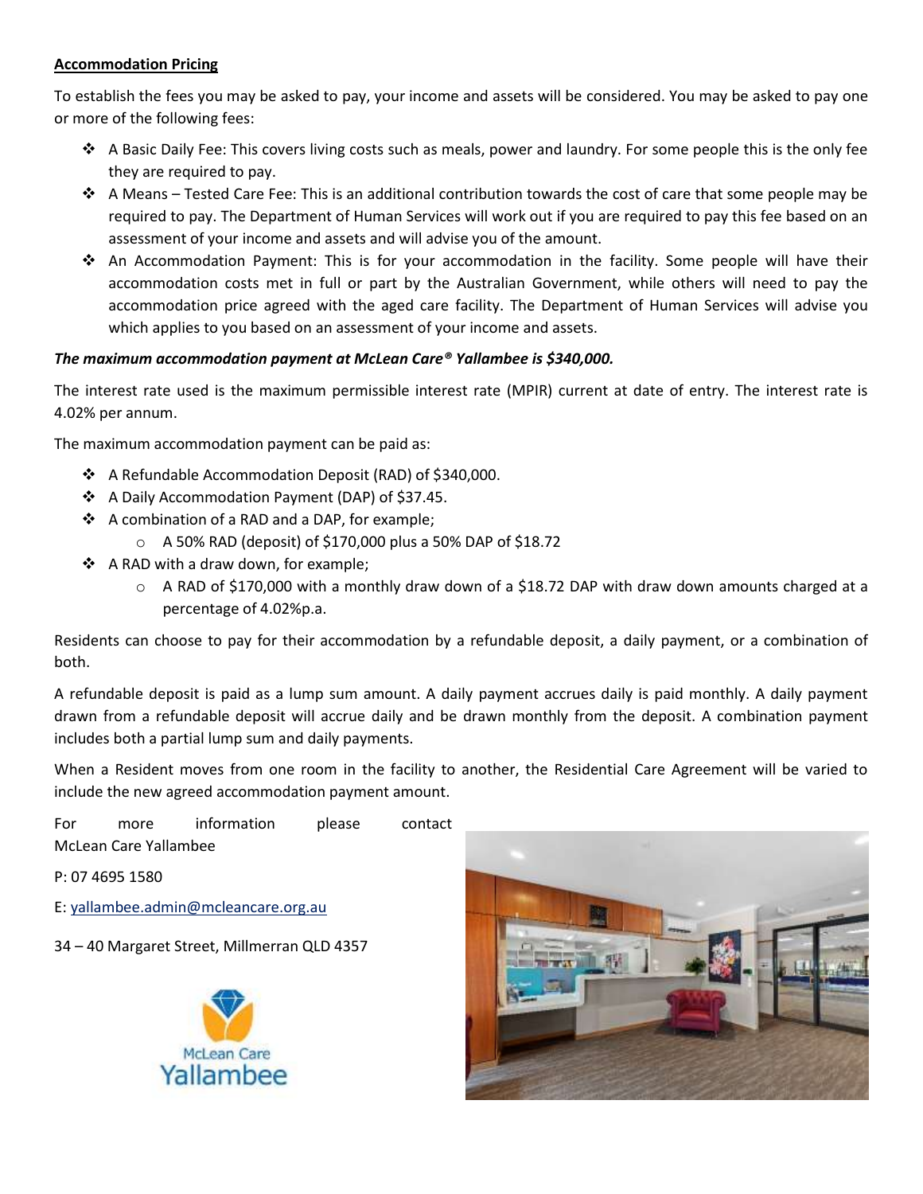**Accommodation Pricing**

To establish the fees you may be asked to pay, your income and assets will be considered. You may be asked to pay one or more of the following fees:

- A Basic Daily Fee: This covers living costs such as meals, power and laundry. For some people this is the only fee they are required to pay.
- A Means – Tested Care Fee: This is an additional contribution towards the cost of care that some people may be required to pay. The Department of Human Services will work out if you are required to pay this fee based on an assessment of your income and assets and will advise you of the amount.
- An Accommodation Payment: This is for your accommodation in the facility. Some people will have their accommodation costs met in full or part by the Australian Government, while others will need to pay the accommodation price agreed with the aged care facility. The Department of Human Services will advise you which applies to you based on an assessment of your income and assets.

***The maximum accommodation payment at McLean Care® Yallambee is $340,000.***

The interest rate used is the maximum permissible interest rate (MPIR) current at date of entry. The interest rate is 4.02% per annum.

The maximum accommodation payment can be paid as:

- A Refundable Accommodation Deposit (RAD) of $340,000.
- A Daily Accommodation Payment (DAP) of $37.45.
- A combination of a RAD and a DAP, for example;
  - A 50% RAD (deposit) of $170,000 plus a 50% DAP of $18.72
- A RAD with a draw down, for example;
  - A RAD of $170,000 with a monthly draw down of a $18.72 DAP with draw down amounts charged at a percentage of 4.02%p.a.

Residents can choose to pay for their accommodation by a refundable deposit, a daily payment, or a combination of both.

A refundable deposit is paid as a lump sum amount. A daily payment accrues daily is paid monthly. A daily payment drawn from a refundable deposit will accrue daily and be drawn monthly from the deposit. A combination payment includes both a partial lump sum and daily payments.

When a Resident moves from one room in the facility to another, the Residential Care Agreement will be varied to include the new agreed accommodation payment amount.

For more information please contact McLean Care Yallambee

P: 07 4695 1580

E: yallambee.admin@mcleancare.org.au

34 – 40 Margaret Street, Millmerran QLD 4357

McLean Care Yallambee